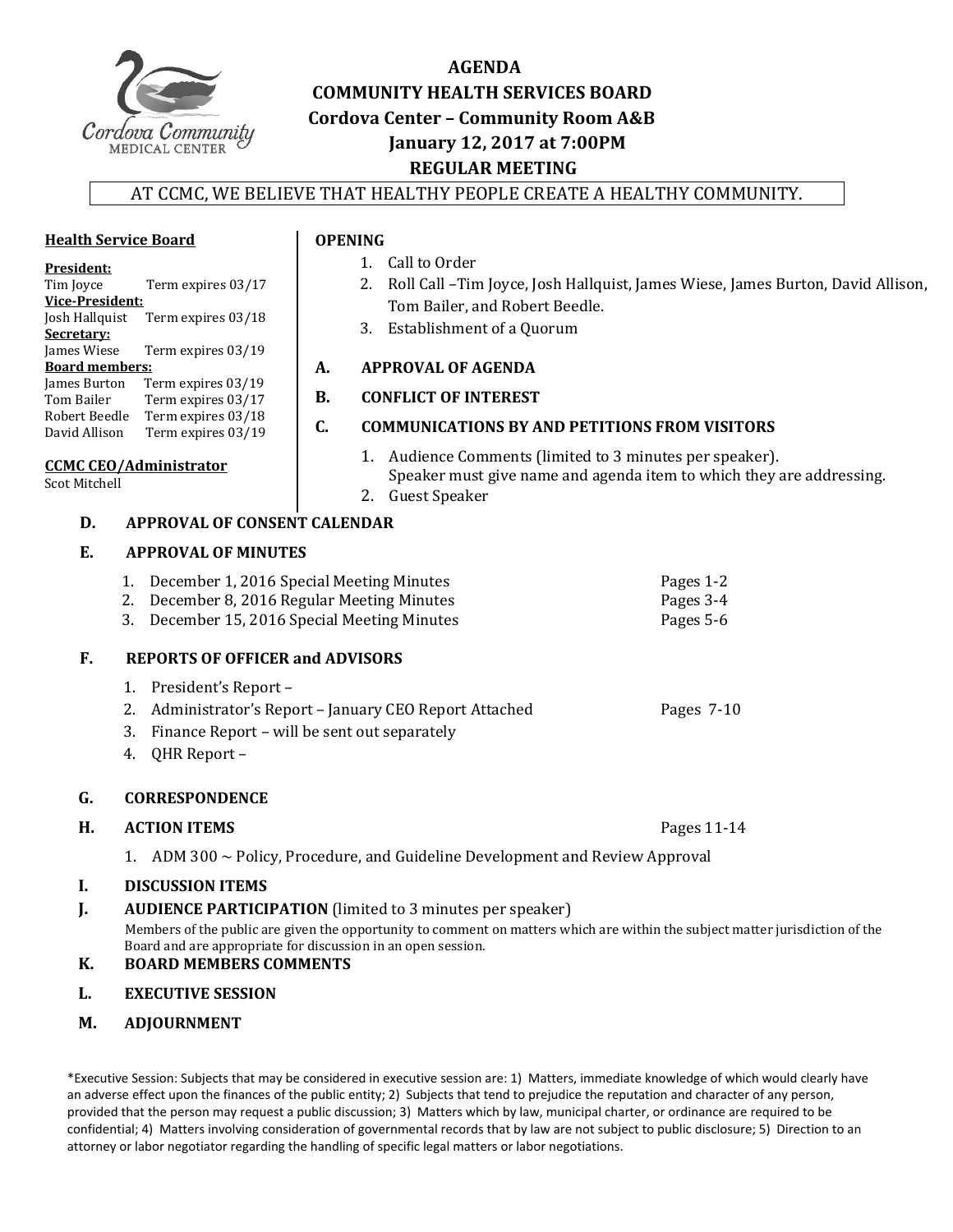# AGENDA
## COMMUNITY HEALTH SERVICES BOARD
### Cordova Center – Community Room A&B
### January 12, 2017 at 7:00PM
### REGULAR MEETING

AT CCMC, WE BELIEVE THAT HEALTHY PEOPLE CREATE A HEALTHY COMMUNITY.

**Health Service Board**

**President:**
Tim Joyce Term expires 03/17
**Vice-President:**
Josh Hallquist Term expires 03/18
**Secretary:**
James Wiese Term expires 03/19
**Board members:**
James Burton Term expires 03/19
Tom Bailer Term expires 03/17
Robert Beedle Term expires 03/18
David Allison Term expires 03/19

**CCMC CEO/Administrator**
Scot Mitchell

**OPENING**

1. Call to Order
2. Roll Call –Tim Joyce, Josh Hallquist, James Wiese, James Burton, David Allison, Tom Bailer, and Robert Beedle.
3. Establishment of a Quorum

**A. APPROVAL OF AGENDA**

**B. CONFLICT OF INTEREST**

**C. COMMUNICATIONS BY AND PETITIONS FROM VISITORS**

1. Audience Comments (limited to 3 minutes per speaker). Speaker must give name and agenda item to which they are addressing.
2. Guest Speaker

**D. APPROVAL OF CONSENT CALENDAR**

**E. APPROVAL OF MINUTES**

1. December 1, 2016 Special Meeting Minutes — Pages 1-2
2. December 8, 2016 Regular Meeting Minutes — Pages 3-4
3. December 15, 2016 Special Meeting Minutes — Pages 5-6

**F. REPORTS OF OFFICER and ADVISORS**

1. President's Report –
2. Administrator's Report – January CEO Report Attached — Pages 7-10
3. Finance Report – will be sent out separately
4. QHR Report –

**G. CORRESPONDENCE**

**H. ACTION ITEMS** — Pages 11-14

1. ADM 300 ~ Policy, Procedure, and Guideline Development and Review Approval

**I. DISCUSSION ITEMS**

**J. AUDIENCE PARTICIPATION** (limited to 3 minutes per speaker)
Members of the public are given the opportunity to comment on matters which are within the subject matter jurisdiction of the Board and are appropriate for discussion in an open session.

**K. BOARD MEMBERS COMMENTS**

**L. EXECUTIVE SESSION**

**M. ADJOURNMENT**

*Executive Session: Subjects that may be considered in executive session are: 1) Matters, immediate knowledge of which would clearly have an adverse effect upon the finances of the public entity; 2) Subjects that tend to prejudice the reputation and character of any person, provided that the person may request a public discussion; 3) Matters which by law, municipal charter, or ordinance are required to be confidential; 4) Matters involving consideration of governmental records that by law are not subject to public disclosure; 5) Direction to an attorney or labor negotiator regarding the handling of specific legal matters or labor negotiations.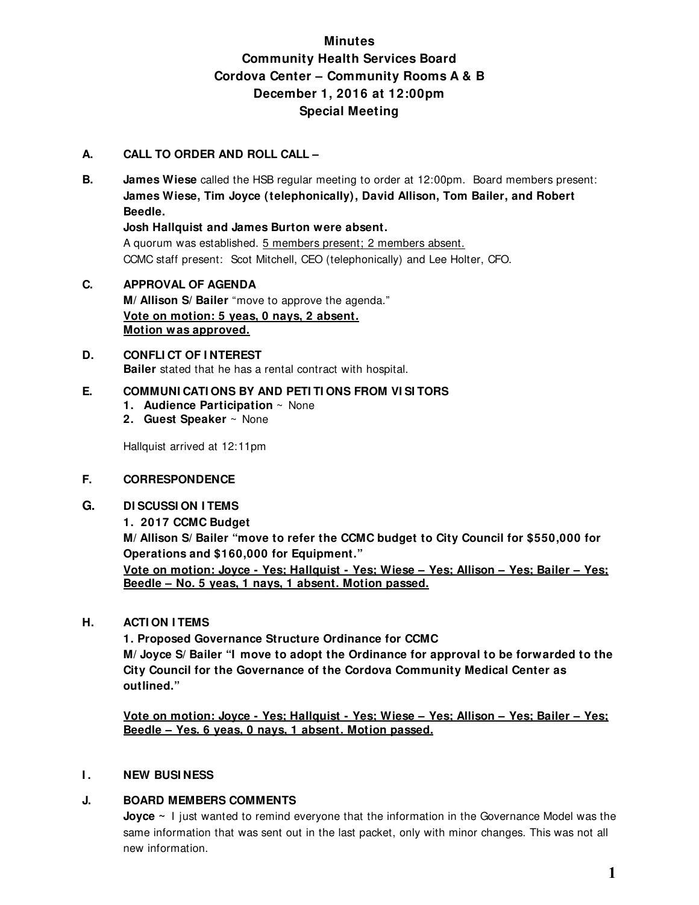# Minutes
## Community Health Services Board
## Cordova Center – Community Rooms A & B
## December 1, 2016 at 12:00pm
## Special Meeting

**A. CALL TO ORDER AND ROLL CALL –**

**B.** **James Wiese** called the HSB regular meeting to order at 12:00pm. Board members present: **James Wiese, Tim Joyce (telephonically), David Allison, Tom Bailer, and Robert Beedle.**

**Josh Hallquist and James Burton were absent.**

A quorum was established. 5 members present; 2 members absent.

CCMC staff present: Scot Mitchell, CEO (telephonically) and Lee Holter, CFO.

**C. APPROVAL OF AGENDA**

**M/Allison S/Bailer** "move to approve the agenda."

**Vote on motion: 5 yeas, 0 nays, 2 absent.**
**Motion was approved.**

**D. CONFLICT OF INTEREST**

**Bailer** stated that he has a rental contract with hospital.

**E. COMMUNICATIONS BY AND PETITIONS FROM VISITORS**

1. **Audience Participation** ~ None
2. **Guest Speaker** ~ None

Hallquist arrived at 12:11pm

**F. CORRESPONDENCE**

**G. DISCUSSION ITEMS**

**1. 2017 CCMC Budget**

**M/Allison S/Bailer "move to refer the CCMC budget to City Council for $550,000 for Operations and $160,000 for Equipment."**

**Vote on motion: Joyce - Yes; Hallquist - Yes; Wiese – Yes; Allison – Yes; Bailer – Yes; Beedle – No. 5 yeas, 1 nays, 1 absent. Motion passed.**

**H. ACTION ITEMS**

**1. Proposed Governance Structure Ordinance for CCMC**

**M/Joyce S/Bailer "I move to adopt the Ordinance for approval to be forwarded to the City Council for the Governance of the Cordova Community Medical Center as outlined."**

**Vote on motion: Joyce - Yes; Hallquist - Yes; Wiese – Yes; Allison – Yes; Bailer – Yes; Beedle – Yes. 6 yeas, 0 nays, 1 absent. Motion passed.**

**I. NEW BUSINESS**

**J. BOARD MEMBERS COMMENTS**

**Joyce** ~ I just wanted to remind everyone that the information in the Governance Model was the same information that was sent out in the last packet, only with minor changes. This was not all new information.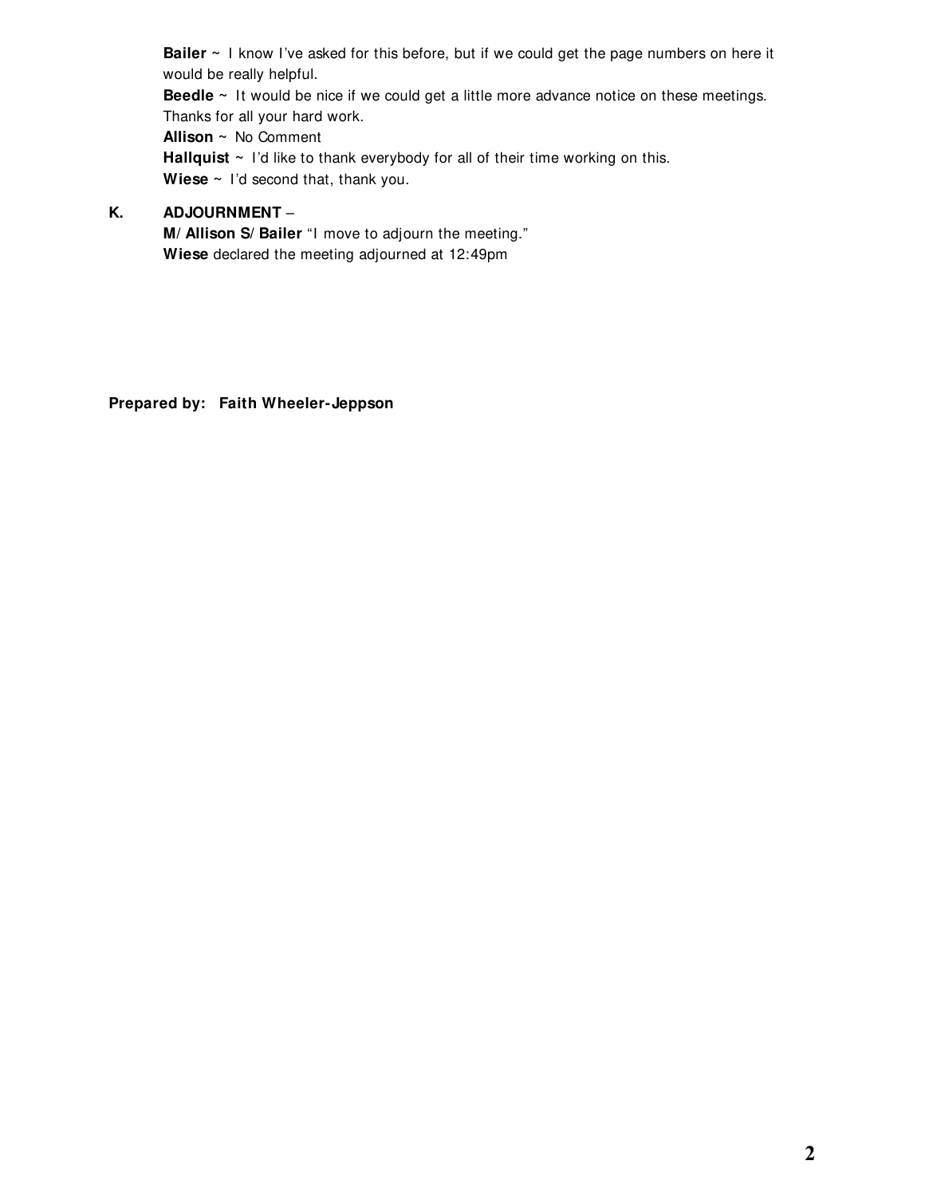**Bailer** ~ I know I've asked for this before, but if we could get the page numbers on here it would be really helpful.
**Beedle** ~ It would be nice if we could get a little more advance notice on these meetings. Thanks for all your hard work.
**Allison** ~ No Comment
**Hallquist** ~ I'd like to thank everybody for all of their time working on this.
**Wiese** ~ I'd second that, thank you.

**K. ADJOURNMENT** –
**M/ Allison S/ Bailer** "I move to adjourn the meeting."
**Wiese** declared the meeting adjourned at 12:49pm

**Prepared by: Faith Wheeler-Jeppson**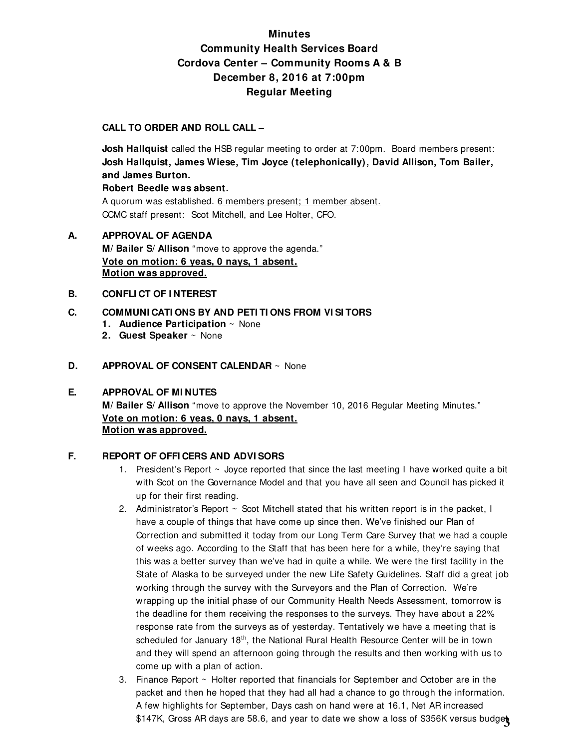**Minutes**
**Community Health Services Board**
**Cordova Center – Community Rooms A & B**
**December 8, 2016 at 7:00pm**
**Regular Meeting**

**CALL TO ORDER AND ROLL CALL –**

**Josh Hallquist** called the HSB regular meeting to order at 7:00pm. Board members present: **Josh Hallquist, James Wiese, Tim Joyce (telephonically), David Allison, Tom Bailer, and James Burton.**

**Robert Beedle was absent.**

A quorum was established. 6 members present; 1 member absent.

CCMC staff present: Scot Mitchell, and Lee Holter, CFO.

**A. APPROVAL OF AGENDA**

**M/Bailer S/Allison** "move to approve the agenda."

**Vote on motion: 6 yeas, 0 nays, 1 absent.**

**Motion was approved.**

**B. CONFLICT OF INTEREST**

**C. COMMUNICATIONS BY AND PETITIONS FROM VISITORS**

1. **Audience Participation** ~ None
2. **Guest Speaker** ~ None

**D. APPROVAL OF CONSENT CALENDAR** ~ None

**E. APPROVAL OF MINUTES**

**M/Bailer S/Allison** "move to approve the November 10, 2016 Regular Meeting Minutes."

**Vote on motion: 6 yeas, 0 nays, 1 absent.**

**Motion was approved.**

**F. REPORT OF OFFICERS AND ADVISORS**

1. President's Report ~ Joyce reported that since the last meeting I have worked quite a bit with Scot on the Governance Model and that you have all seen and Council has picked it up for their first reading.
2. Administrator's Report ~ Scot Mitchell stated that his written report is in the packet, I have a couple of things that have come up since then. We've finished our Plan of Correction and submitted it today from our Long Term Care Survey that we had a couple of weeks ago. According to the Staff that has been here for a while, they're saying that this was a better survey than we've had in quite a while. We were the first facility in the State of Alaska to be surveyed under the new Life Safety Guidelines. Staff did a great job working through the survey with the Surveyors and the Plan of Correction. We're wrapping up the initial phase of our Community Health Needs Assessment, tomorrow is the deadline for them receiving the responses to the surveys. They have about a 22% response rate from the surveys as of yesterday. Tentatively we have a meeting that is scheduled for January 18th, the National Rural Health Resource Center will be in town and they will spend an afternoon going through the results and then working with us to come up with a plan of action.
3. Finance Report ~ Holter reported that financials for September and October are in the packet and then he hoped that they had all had a chance to go through the information. A few highlights for September, Days cash on hand were at 16.1, Net AR increased $147K, Gross AR days are 58.6, and year to date we show a loss of $356K versus budget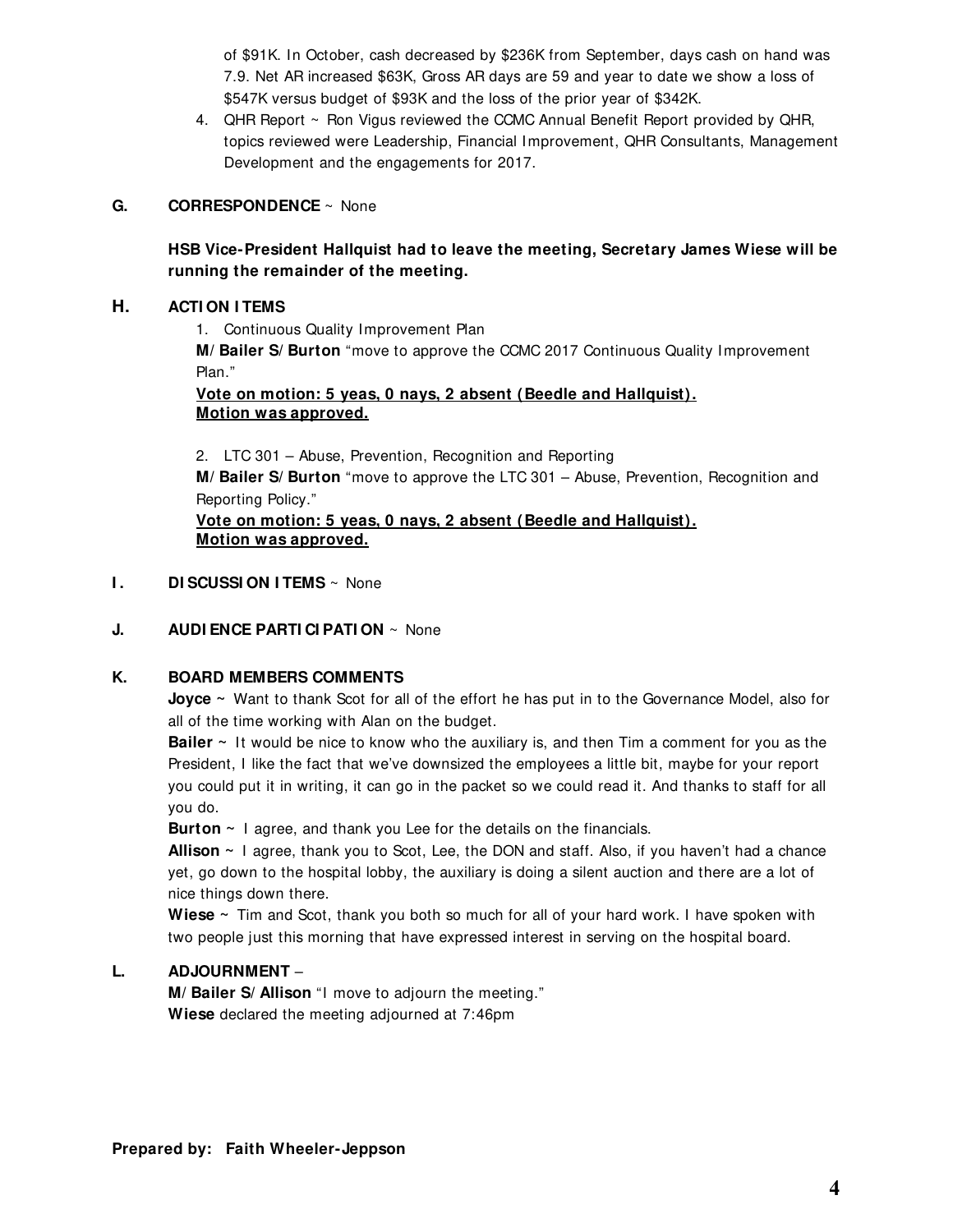of $91K. In October, cash decreased by $236K from September, days cash on hand was 7.9. Net AR increased $63K, Gross AR days are 59 and year to date we show a loss of $547K versus budget of $93K and the loss of the prior year of $342K.

4. QHR Report ~ Ron Vigus reviewed the CCMC Annual Benefit Report provided by QHR, topics reviewed were Leadership, Financial Improvement, QHR Consultants, Management Development and the engagements for 2017.

**G. CORRESPONDENCE** ~ None

**HSB Vice-President Hallquist had to leave the meeting, Secretary James Wiese will be running the remainder of the meeting.**

**H. ACTION ITEMS**

1. Continuous Quality Improvement Plan

**M/Bailer S/Burton** "move to approve the CCMC 2017 Continuous Quality Improvement Plan."

**Vote on motion: 5 yeas, 0 nays, 2 absent (Beedle and Hallquist).**
**Motion was approved.**

2. LTC 301 – Abuse, Prevention, Recognition and Reporting

**M/Bailer S/Burton** "move to approve the LTC 301 – Abuse, Prevention, Recognition and Reporting Policy."

**Vote on motion: 5 yeas, 0 nays, 2 absent (Beedle and Hallquist).**
**Motion was approved.**

**I. DISCUSSION ITEMS** ~ None

**J. AUDIENCE PARTICIPATION** ~ None

**K. BOARD MEMBERS COMMENTS**

**Joyce** ~ Want to thank Scot for all of the effort he has put in to the Governance Model, also for all of the time working with Alan on the budget.

**Bailer** ~ It would be nice to know who the auxiliary is, and then Tim a comment for you as the President, I like the fact that we've downsized the employees a little bit, maybe for your report you could put it in writing, it can go in the packet so we could read it. And thanks to staff for all you do.

**Burton** ~ I agree, and thank you Lee for the details on the financials.

**Allison** ~ I agree, thank you to Scot, Lee, the DON and staff. Also, if you haven't had a chance yet, go down to the hospital lobby, the auxiliary is doing a silent auction and there are a lot of nice things down there.

**Wiese** ~ Tim and Scot, thank you both so much for all of your hard work. I have spoken with two people just this morning that have expressed interest in serving on the hospital board.

**L. ADJOURNMENT** –

**M/Bailer S/Allison** "I move to adjourn the meeting."

**Wiese** declared the meeting adjourned at 7:46pm

**Prepared by: Faith Wheeler-Jeppson**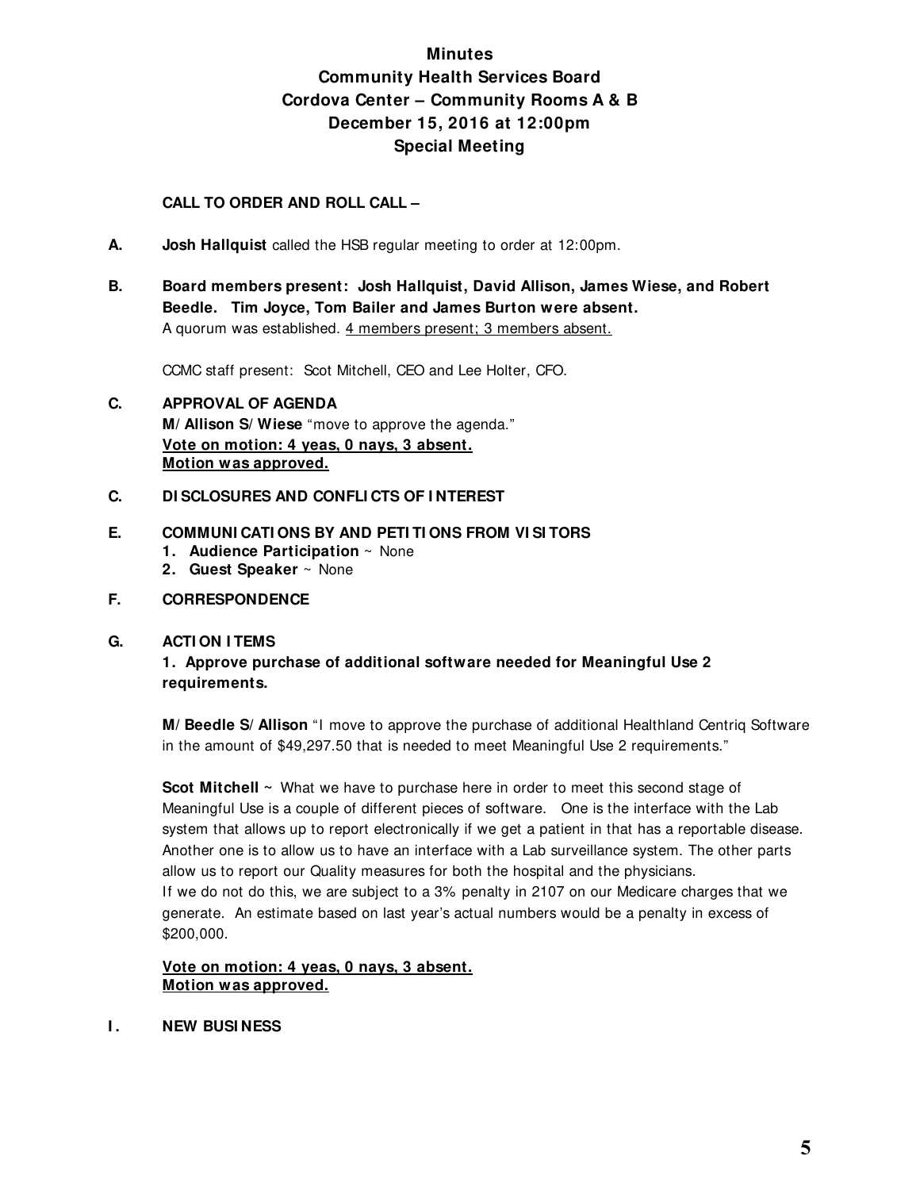# Minutes
## Community Health Services Board
## Cordova Center – Community Rooms A & B
## December 15, 2016 at 12:00pm
## Special Meeting

**CALL TO ORDER AND ROLL CALL –**

**A.** **Josh Hallquist** called the HSB regular meeting to order at 12:00pm.

**B.** **Board members present: Josh Hallquist, David Allison, James Wiese, and Robert Beedle. Tim Joyce, Tom Bailer and James Burton were absent.**
A quorum was established. 4 members present; 3 members absent.

CCMC staff present: Scot Mitchell, CEO and Lee Holter, CFO.

**C.** **APPROVAL OF AGENDA**
**M/Allison S/Wiese** "move to approve the agenda."
**Vote on motion: 4 yeas, 0 nays, 3 absent.**
**Motion was approved.**

**C.** **DISCLOSURES AND CONFLICTS OF INTEREST**

**E.** **COMMUNICATIONS BY AND PETITIONS FROM VISITORS**
1. **Audience Participation** ~ None
2. **Guest Speaker** ~ None

**F.** **CORRESPONDENCE**

**G.** **ACTION ITEMS**
**1. Approve purchase of additional software needed for Meaningful Use 2 requirements.**

**M/Beedle S/Allison** "I move to approve the purchase of additional Healthland Centriq Software in the amount of $49,297.50 that is needed to meet Meaningful Use 2 requirements."

**Scot Mitchell** ~ What we have to purchase here in order to meet this second stage of Meaningful Use is a couple of different pieces of software. One is the interface with the Lab system that allows up to report electronically if we get a patient in that has a reportable disease. Another one is to allow us to have an interface with a Lab surveillance system. The other parts allow us to report our Quality measures for both the hospital and the physicians.
If we do not do this, we are subject to a 3% penalty in 2107 on our Medicare charges that we generate. An estimate based on last year's actual numbers would be a penalty in excess of $200,000.

**Vote on motion: 4 yeas, 0 nays, 3 absent.**
**Motion was approved.**

**I.** **NEW BUSINESS**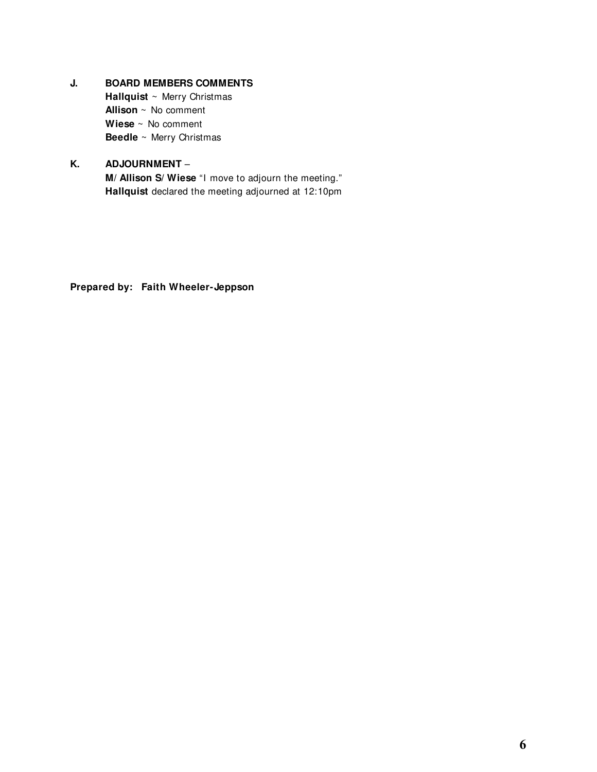**J. BOARD MEMBERS COMMENTS**

**Hallquist** ~ Merry Christmas
**Allison** ~ No comment
**Wiese** ~ No comment
**Beedle** ~ Merry Christmas

**K. ADJOURNMENT** –

**M/ Allison S/ Wiese** "I move to adjourn the meeting."
**Hallquist** declared the meeting adjourned at 12:10pm

**Prepared by: Faith Wheeler-Jeppson**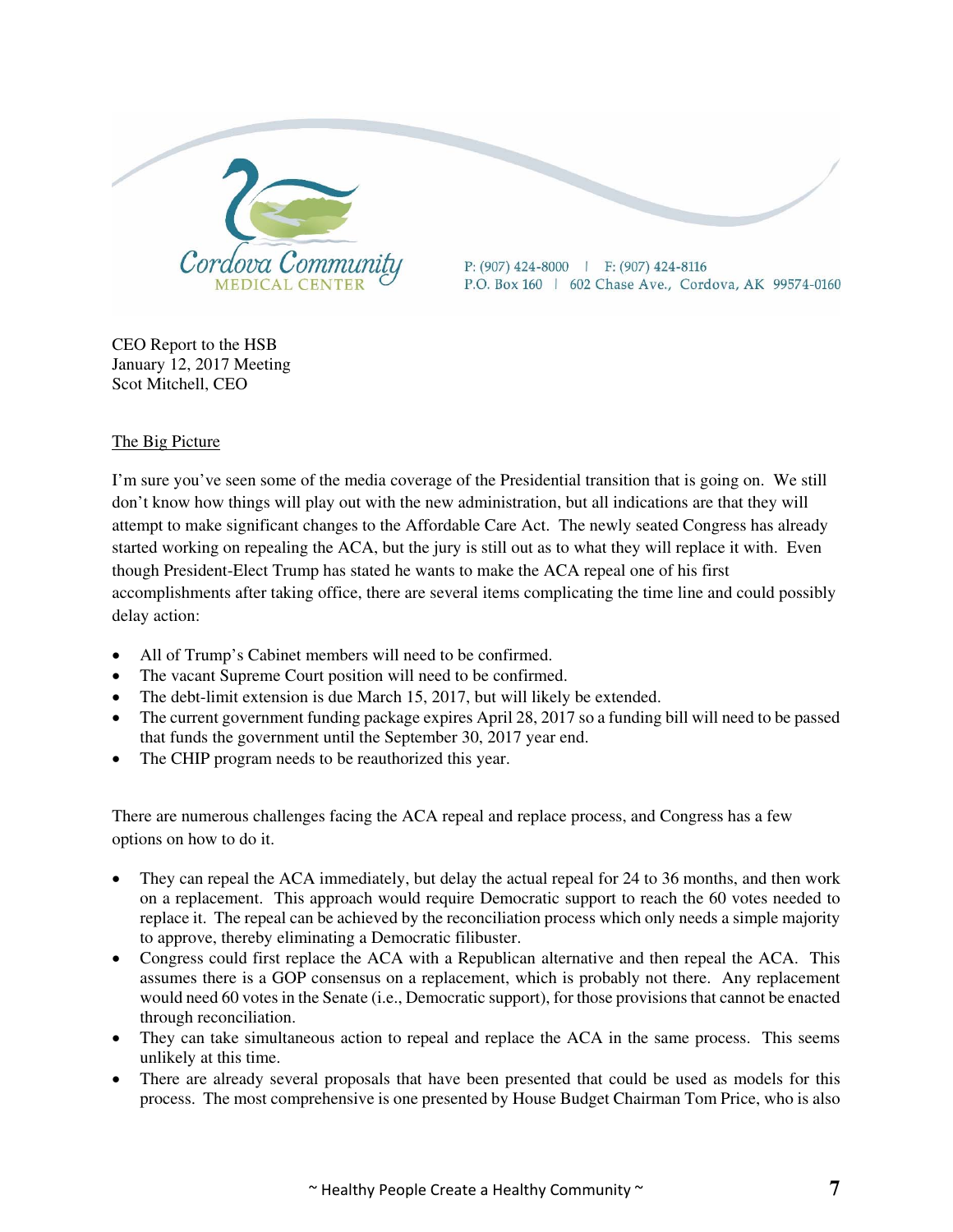Cordova Community MEDICAL CENTER

P: (907) 424-8000 | F: (907) 424-8116
P.O. Box 160 | 602 Chase Ave., Cordova, AK 99574-0160

CEO Report to the HSB
January 12, 2017 Meeting
Scot Mitchell, CEO

## The Big Picture

I'm sure you've seen some of the media coverage of the Presidential transition that is going on. We still don't know how things will play out with the new administration, but all indications are that they will attempt to make significant changes to the Affordable Care Act. The newly seated Congress has already started working on repealing the ACA, but the jury is still out as to what they will replace it with. Even though President-Elect Trump has stated he wants to make the ACA repeal one of his first accomplishments after taking office, there are several items complicating the time line and could possibly delay action:

- All of Trump's Cabinet members will need to be confirmed.
- The vacant Supreme Court position will need to be confirmed.
- The debt-limit extension is due March 15, 2017, but will likely be extended.
- The current government funding package expires April 28, 2017 so a funding bill will need to be passed that funds the government until the September 30, 2017 year end.
- The CHIP program needs to be reauthorized this year.

There are numerous challenges facing the ACA repeal and replace process, and Congress has a few options on how to do it.

- They can repeal the ACA immediately, but delay the actual repeal for 24 to 36 months, and then work on a replacement. This approach would require Democratic support to reach the 60 votes needed to replace it. The repeal can be achieved by the reconciliation process which only needs a simple majority to approve, thereby eliminating a Democratic filibuster.
- Congress could first replace the ACA with a Republican alternative and then repeal the ACA. This assumes there is a GOP consensus on a replacement, which is probably not there. Any replacement would need 60 votes in the Senate (i.e., Democratic support), for those provisions that cannot be enacted through reconciliation.
- They can take simultaneous action to repeal and replace the ACA in the same process. This seems unlikely at this time.
- There are already several proposals that have been presented that could be used as models for this process. The most comprehensive is one presented by House Budget Chairman Tom Price, who is also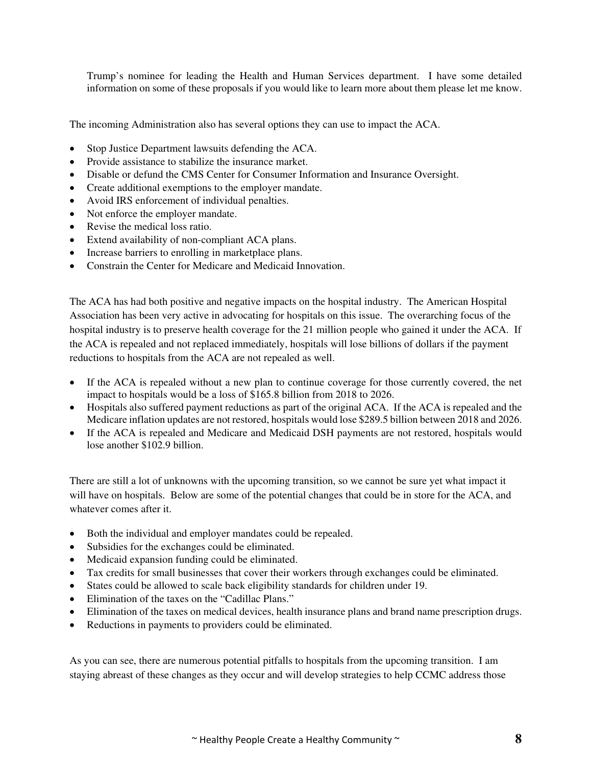Trump's nominee for leading the Health and Human Services department. I have some detailed information on some of these proposals if you would like to learn more about them please let me know.

The incoming Administration also has several options they can use to impact the ACA.

- Stop Justice Department lawsuits defending the ACA.
- Provide assistance to stabilize the insurance market.
- Disable or defund the CMS Center for Consumer Information and Insurance Oversight.
- Create additional exemptions to the employer mandate.
- Avoid IRS enforcement of individual penalties.
- Not enforce the employer mandate.
- Revise the medical loss ratio.
- Extend availability of non-compliant ACA plans.
- Increase barriers to enrolling in marketplace plans.
- Constrain the Center for Medicare and Medicaid Innovation.

The ACA has had both positive and negative impacts on the hospital industry. The American Hospital Association has been very active in advocating for hospitals on this issue. The overarching focus of the hospital industry is to preserve health coverage for the 21 million people who gained it under the ACA. If the ACA is repealed and not replaced immediately, hospitals will lose billions of dollars if the payment reductions to hospitals from the ACA are not repealed as well.

- If the ACA is repealed without a new plan to continue coverage for those currently covered, the net impact to hospitals would be a loss of $165.8 billion from 2018 to 2026.
- Hospitals also suffered payment reductions as part of the original ACA. If the ACA is repealed and the Medicare inflation updates are not restored, hospitals would lose $289.5 billion between 2018 and 2026.
- If the ACA is repealed and Medicare and Medicaid DSH payments are not restored, hospitals would lose another $102.9 billion.

There are still a lot of unknowns with the upcoming transition, so we cannot be sure yet what impact it will have on hospitals. Below are some of the potential changes that could be in store for the ACA, and whatever comes after it.

- Both the individual and employer mandates could be repealed.
- Subsidies for the exchanges could be eliminated.
- Medicaid expansion funding could be eliminated.
- Tax credits for small businesses that cover their workers through exchanges could be eliminated.
- States could be allowed to scale back eligibility standards for children under 19.
- Elimination of the taxes on the "Cadillac Plans."
- Elimination of the taxes on medical devices, health insurance plans and brand name prescription drugs.
- Reductions in payments to providers could be eliminated.

As you can see, there are numerous potential pitfalls to hospitals from the upcoming transition. I am staying abreast of these changes as they occur and will develop strategies to help CCMC address those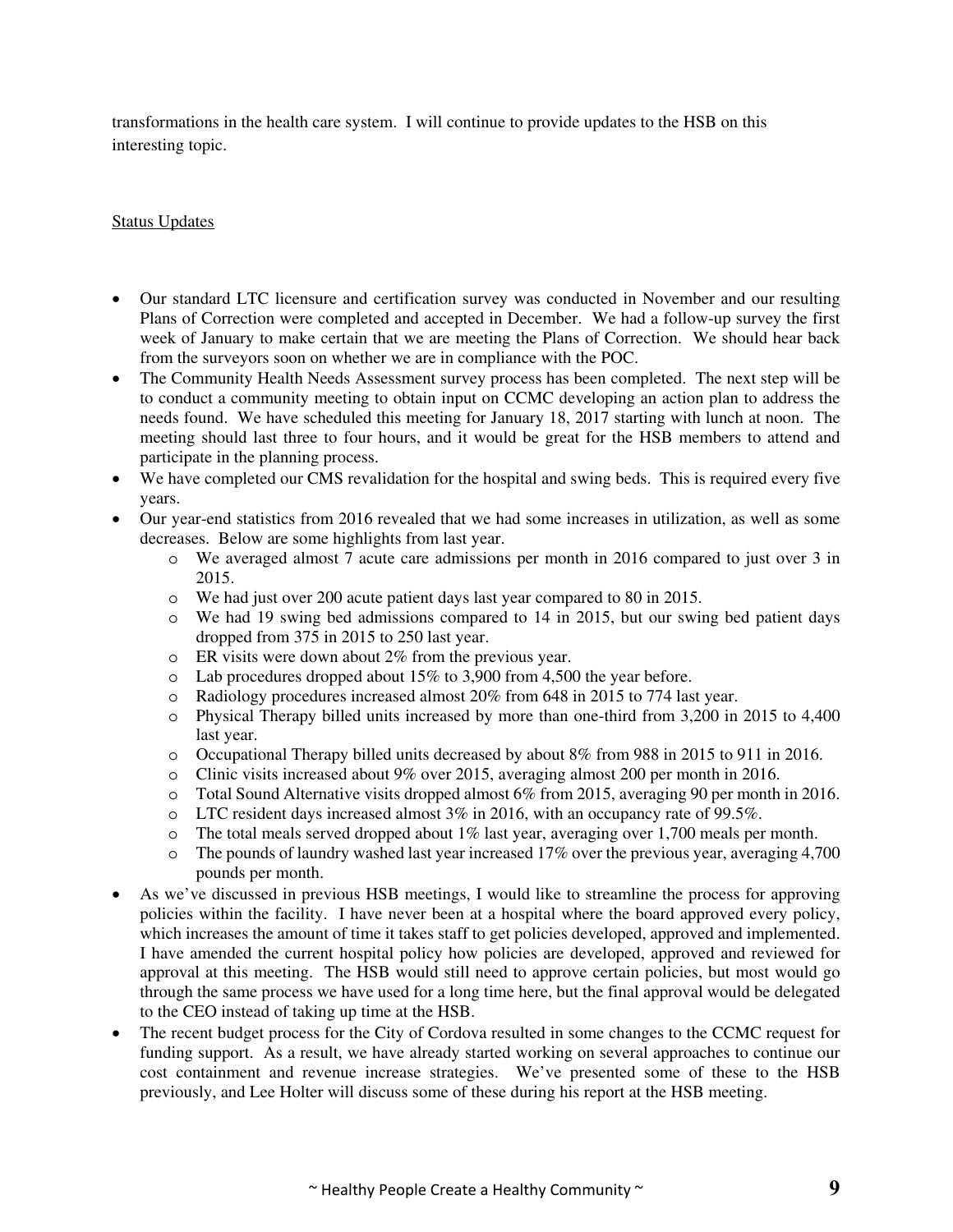transformations in the health care system. I will continue to provide updates to the HSB on this interesting topic.

Status Updates

- Our standard LTC licensure and certification survey was conducted in November and our resulting Plans of Correction were completed and accepted in December. We had a follow-up survey the first week of January to make certain that we are meeting the Plans of Correction. We should hear back from the surveyors soon on whether we are in compliance with the POC.
- The Community Health Needs Assessment survey process has been completed. The next step will be to conduct a community meeting to obtain input on CCMC developing an action plan to address the needs found. We have scheduled this meeting for January 18, 2017 starting with lunch at noon. The meeting should last three to four hours, and it would be great for the HSB members to attend and participate in the planning process.
- We have completed our CMS revalidation for the hospital and swing beds. This is required every five years.
- Our year-end statistics from 2016 revealed that we had some increases in utilization, as well as some decreases. Below are some highlights from last year.
  - We averaged almost 7 acute care admissions per month in 2016 compared to just over 3 in 2015.
  - We had just over 200 acute patient days last year compared to 80 in 2015.
  - We had 19 swing bed admissions compared to 14 in 2015, but our swing bed patient days dropped from 375 in 2015 to 250 last year.
  - ER visits were down about 2% from the previous year.
  - Lab procedures dropped about 15% to 3,900 from 4,500 the year before.
  - Radiology procedures increased almost 20% from 648 in 2015 to 774 last year.
  - Physical Therapy billed units increased by more than one-third from 3,200 in 2015 to 4,400 last year.
  - Occupational Therapy billed units decreased by about 8% from 988 in 2015 to 911 in 2016.
  - Clinic visits increased about 9% over 2015, averaging almost 200 per month in 2016.
  - Total Sound Alternative visits dropped almost 6% from 2015, averaging 90 per month in 2016.
  - LTC resident days increased almost 3% in 2016, with an occupancy rate of 99.5%.
  - The total meals served dropped about 1% last year, averaging over 1,700 meals per month.
  - The pounds of laundry washed last year increased 17% over the previous year, averaging 4,700 pounds per month.
- As we've discussed in previous HSB meetings, I would like to streamline the process for approving policies within the facility. I have never been at a hospital where the board approved every policy, which increases the amount of time it takes staff to get policies developed, approved and implemented. I have amended the current hospital policy how policies are developed, approved and reviewed for approval at this meeting. The HSB would still need to approve certain policies, but most would go through the same process we have used for a long time here, but the final approval would be delegated to the CEO instead of taking up time at the HSB.
- The recent budget process for the City of Cordova resulted in some changes to the CCMC request for funding support. As a result, we have already started working on several approaches to continue our cost containment and revenue increase strategies. We've presented some of these to the HSB previously, and Lee Holter will discuss some of these during his report at the HSB meeting.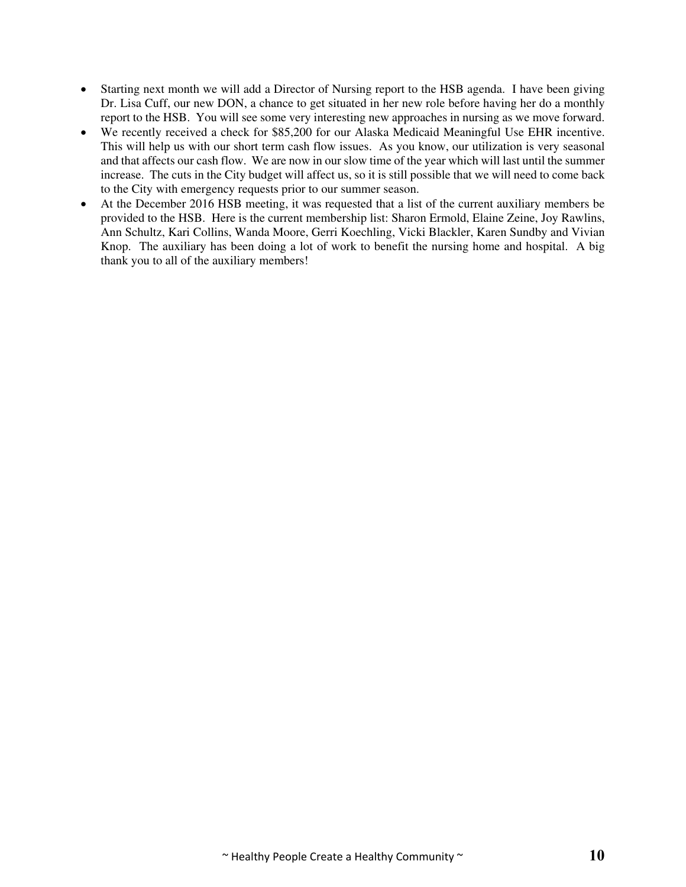- Starting next month we will add a Director of Nursing report to the HSB agenda. I have been giving Dr. Lisa Cuff, our new DON, a chance to get situated in her new role before having her do a monthly report to the HSB. You will see some very interesting new approaches in nursing as we move forward.
- We recently received a check for $85,200 for our Alaska Medicaid Meaningful Use EHR incentive. This will help us with our short term cash flow issues. As you know, our utilization is very seasonal and that affects our cash flow. We are now in our slow time of the year which will last until the summer increase. The cuts in the City budget will affect us, so it is still possible that we will need to come back to the City with emergency requests prior to our summer season.
- At the December 2016 HSB meeting, it was requested that a list of the current auxiliary members be provided to the HSB. Here is the current membership list: Sharon Ermold, Elaine Zeine, Joy Rawlins, Ann Schultz, Kari Collins, Wanda Moore, Gerri Koechling, Vicki Blackler, Karen Sundby and Vivian Knop. The auxiliary has been doing a lot of work to benefit the nursing home and hospital. A big thank you to all of the auxiliary members!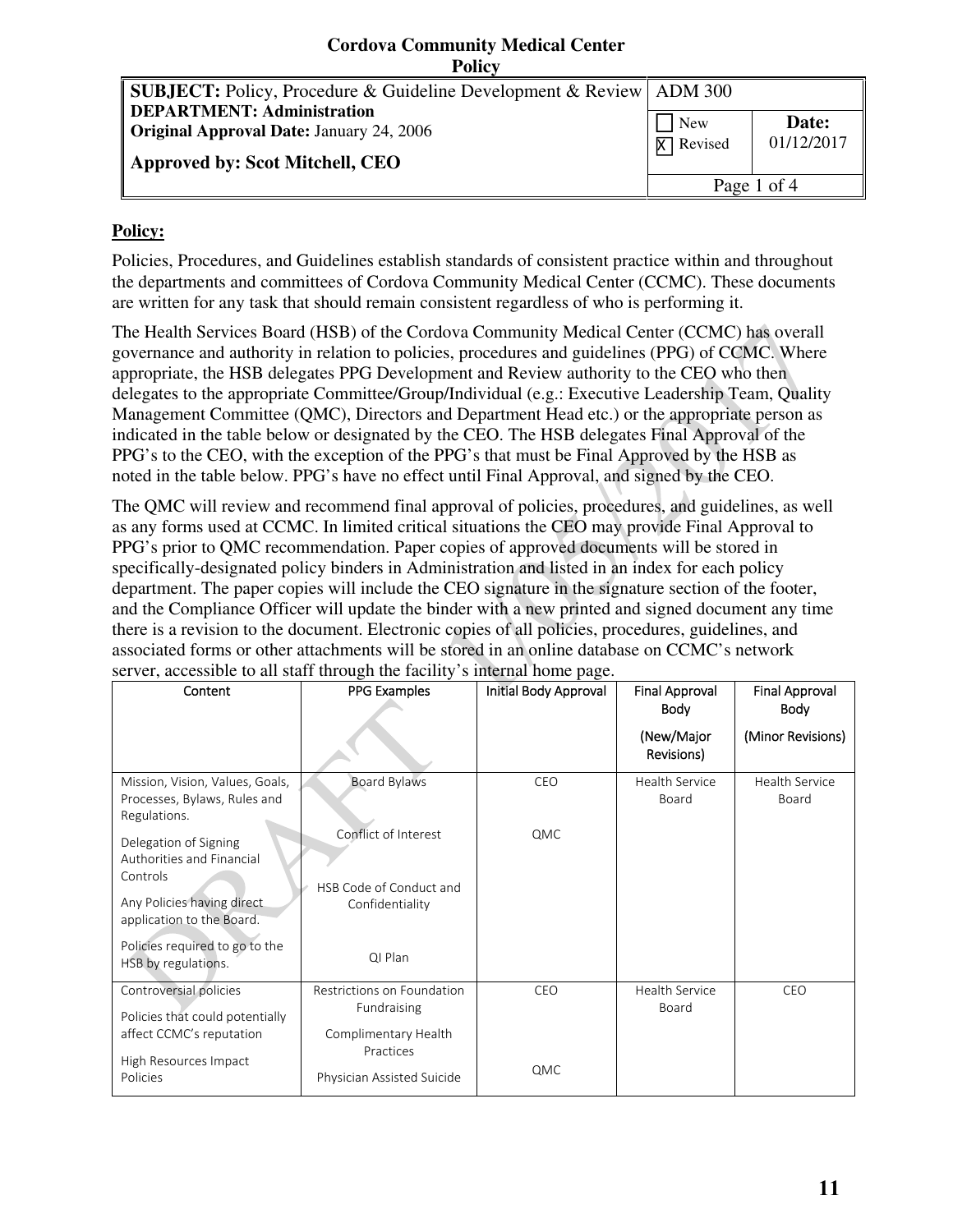# Cordova Community Medical Center
## Policy

| **SUBJECT:** Policy, Procedure & Guideline Development & Review | ADM 300 | |
|---|---|---|
| **DEPARTMENT: Administration**<br>**Original Approval Date:** January 24, 2006<br>**Approved by: Scot Mitchell, CEO** | ☐ New<br>☒ Revised | **Date:**<br>01/12/2017 |

## Policy:

Policies, Procedures, and Guidelines establish standards of consistent practice within and throughout the departments and committees of Cordova Community Medical Center (CCMC). These documents are written for any task that should remain consistent regardless of who is performing it.

The Health Services Board (HSB) of the Cordova Community Medical Center (CCMC) has overall governance and authority in relation to policies, procedures and guidelines (PPG) of CCMC. Where appropriate, the HSB delegates PPG Development and Review authority to the CEO who then delegates to the appropriate Committee/Group/Individual (e.g.: Executive Leadership Team, Quality Management Committee (QMC), Directors and Department Head etc.) or the appropriate person as indicated in the table below or designated by the CEO. The HSB delegates Final Approval of the PPG's to the CEO, with the exception of the PPG's that must be Final Approved by the HSB as noted in the table below. PPG's have no effect until Final Approval, and signed by the CEO.

The QMC will review and recommend final approval of policies, procedures, and guidelines, as well as any forms used at CCMC. In limited critical situations the CEO may provide Final Approval to PPG's prior to QMC recommendation. Paper copies of approved documents will be stored in specifically-designated policy binders in Administration and listed in an index for each policy department. The paper copies will include the CEO signature in the signature section of the footer, and the Compliance Officer will update the binder with a new printed and signed document any time there is a revision to the document. Electronic copies of all policies, procedures, guidelines, and associated forms or other attachments will be stored in an online database on CCMC's network server, accessible to all staff through the facility's internal home page.

| Content | PPG Examples | Initial Body Approval | Final Approval Body (New/Major Revisions) | Final Approval Body (Minor Revisions) |
|---|---|---|---|---|
| Mission, Vision, Values, Goals, Processes, Bylaws, Rules and Regulations.<br><br>Delegation of Signing Authorities and Financial Controls<br><br>Any Policies having direct application to the Board.<br><br>Policies required to go to the HSB by regulations. | Board Bylaws<br><br>Conflict of Interest<br><br>HSB Code of Conduct and Confidentiality<br><br>QI Plan | CEO<br><br>QMC | Health Service Board | Health Service Board |
| Controversial policies<br><br>Policies that could potentially affect CCMC's reputation<br><br>High Resources Impact Policies | Restrictions on Foundation Fundraising<br><br>Complimentary Health Practices<br><br>Physician Assisted Suicide | CEO<br><br>QMC | Health Service Board | CEO |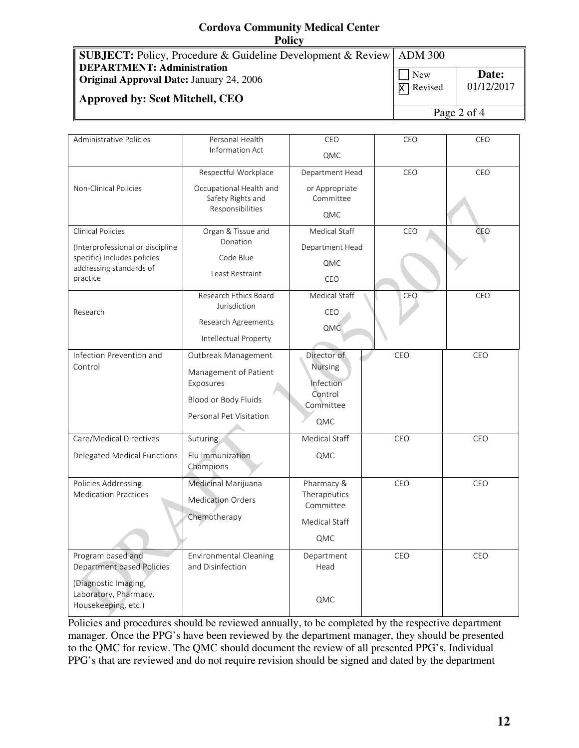**Cordova Community Medical Center**
**Policy**

| **SUBJECT:** Policy, Procedure & Guideline Development & Review | ADM 300 | |
|---|---|---|
| **DEPARTMENT: Administration** | ☐ New | **Date:** |
| **Original Approval Date:** January 24, 2006 | ☒ Revised | 01/12/2017 |
| **Approved by: Scot Mitchell, CEO** | | |

| | | | | |
|---|---|---|---|---|
| Administrative Policies | Personal Health Information Act | CEO<br>QMC | CEO | CEO |
| Non-Clinical Policies | Respectful Workplace<br>Occupational Health and Safety Rights and Responsibilities | Department Head or Appropriate Committee<br>QMC | CEO | CEO |
| Clinical Policies<br>(Interprofessional or discipline specific) Includes policies addressing standards of practice | Organ & Tissue and Donation<br>Code Blue<br>Least Restraint | Medical Staff<br>Department Head<br>QMC<br>CEO | CEO | CEO |
| Research | Research Ethics Board Jurisdiction<br>Research Agreements<br>Intellectual Property | Medical Staff<br>CEO<br>QMC | CEO | CEO |
| Infection Prevention and Control | Outbreak Management<br>Management of Patient Exposures<br>Blood or Body Fluids<br>Personal Pet Visitation | Director of Nursing<br>Infection Control Committee<br>QMC | CEO | CEO |
| Care/Medical Directives<br>Delegated Medical Functions | Suturing<br>Flu Immunization Champions | Medical Staff<br>QMC | CEO | CEO |
| Policies Addressing Medication Practices | Medicinal Marijuana<br>Medication Orders<br>Chemotherapy | Pharmacy & Therapeutics Committee<br>Medical Staff<br>QMC | CEO | CEO |
| Program based and Department based Policies<br>(Diagnostic Imaging, Laboratory, Pharmacy, Housekeeping, etc.) | Environmental Cleaning and Disinfection | Department Head<br>QMC | CEO | CEO |

Policies and procedures should be reviewed annually, to be completed by the respective department manager. Once the PPG's have been reviewed by the department manager, they should be presented to the QMC for review. The QMC should document the review of all presented PPG's. Individual PPG's that are reviewed and do not require revision should be signed and dated by the department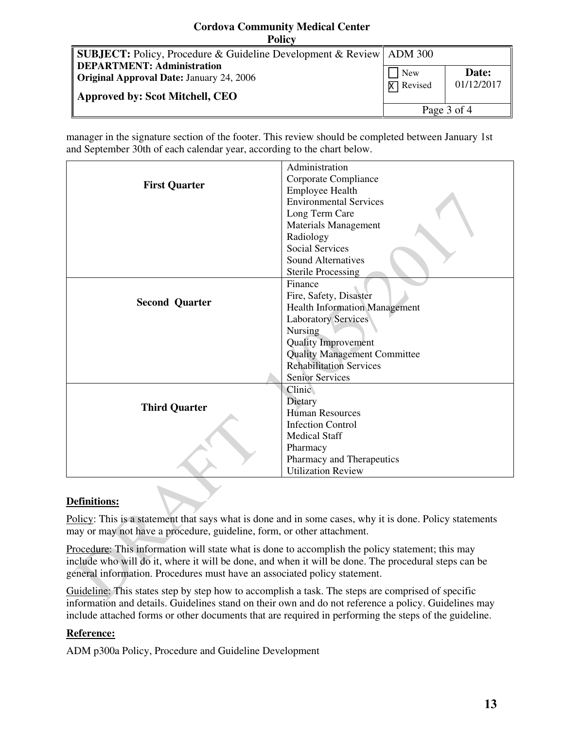manager in the signature section of the footer. This review should be completed between January 1st and September 30th of each calendar year, according to the chart below.

| | |
|---|---|
| **First Quarter** | Administration<br>Corporate Compliance<br>Employee Health<br>Environmental Services<br>Long Term Care<br>Materials Management<br>Radiology<br>Social Services<br>Sound Alternatives<br>Sterile Processing |
| **Second Quarter** | Finance<br>Fire, Safety, Disaster<br>Health Information Management<br>Laboratory Services<br>Nursing<br>Quality Improvement<br>Quality Management Committee<br>Rehabilitation Services<br>Senior Services |
| **Third Quarter** | Clinic<br>Dietary<br>Human Resources<br>Infection Control<br>Medical Staff<br>Pharmacy<br>Pharmacy and Therapeutics<br>Utilization Review |

## Definitions:

Policy: This is a statement that says what is done and in some cases, why it is done. Policy statements may or may not have a procedure, guideline, form, or other attachment.

Procedure: This information will state what is done to accomplish the policy statement; this may include who will do it, where it will be done, and when it will be done. The procedural steps can be general information. Procedures must have an associated policy statement.

Guideline: This states step by step how to accomplish a task. The steps are comprised of specific information and details. Guidelines stand on their own and do not reference a policy. Guidelines may include attached forms or other documents that are required in performing the steps of the guideline.

## Reference:

ADM p300a Policy, Procedure and Guideline Development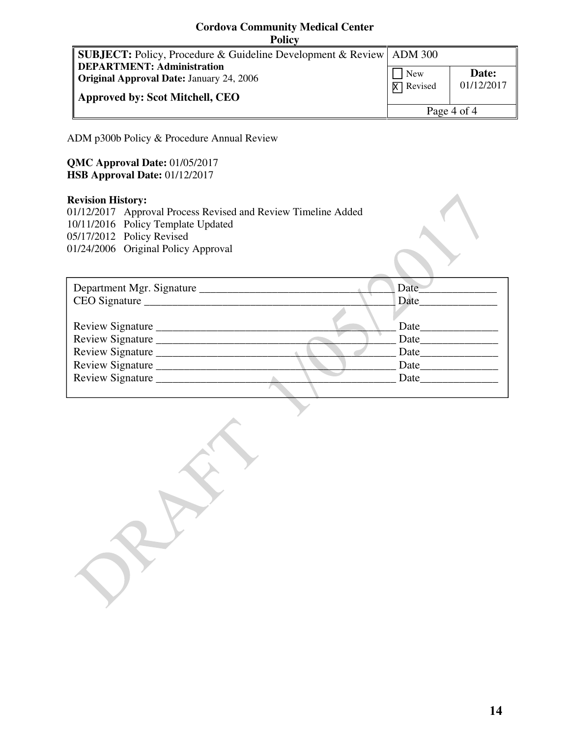**Cordova Community Medical Center**
**Policy**

| | | |
|---|---|---|
| **SUBJECT:** Policy, Procedure & Guideline Development & Review | ADM 300 | |
| **DEPARTMENT: Administration** **Original Approval Date:** January 24, 2006 **Approved by: Scot Mitchell, CEO** | ☐ New ☒ Revised | **Date:** 01/12/2017 |

ADM p300b Policy & Procedure Annual Review

**QMC Approval Date:** 01/05/2017
**HSB Approval Date:** 01/12/2017

**Revision History:**
01/12/2017 Approval Process Revised and Review Timeline Added
10/11/2016 Policy Template Updated
05/17/2012 Policy Revised
01/24/2006 Original Policy Approval

Department Mgr. Signature __________________________________ Date______________
CEO Signature _____________________________________________ Date______________

Review Signature __________________________________________ Date______________
Review Signature __________________________________________ Date______________
Review Signature __________________________________________ Date______________
Review Signature __________________________________________ Date______________
Review Signature __________________________________________ Date______________

DRAFT 1/05/2017